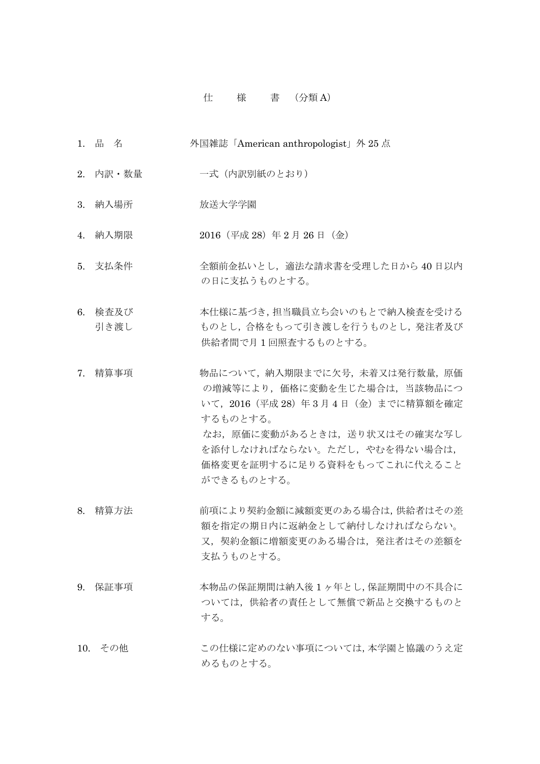# 仕　　様　　書　（分類A）

1. 品　名　　　　　外国雑誌「American anthropologist」外 25 点

2. 内訳・数量　　　一式（内訳別紙のとおり）

3. 納入場所　　　　放送大学学園

4. 納入期限　　　　2016（平成 28）年 2 月 26 日（金）

5. 支払条件　　　　全額前金払いとし，適法な請求書を受理した日から 40 日以内の日に支払うものとする。

6. 検査及び引き渡し　　本仕様に基づき，担当職員立ち会いのもとで納入検査を受けるものとし，合格をもって引き渡しを行うものとし，発注者及び供給者間で月 1 回照査するものとする。

7. 精算事項　　　　物品について，納入期限までに欠号，未着又は発行数量，原価の増減等により，価格に変動を生じた場合は，当該物品について，2016（平成 28）年 3 月 4 日（金）までに精算額を確定するものとする。
　なお，原価に変動があるときは，送り状又はその確実な写しを添付しなければならない。ただし，やむを得ない場合は，価格変更を証明するに足りる資料をもってこれに代えることができるものとする。

8. 精算方法　　　　前項により契約金額に減額変更のある場合は，供給者はその差額を指定の期日内に返納金として納付しなければならない。又，契約金額に増額変更のある場合は，発注者はその差額を支払うものとする。

9. 保証事項　　　　本物品の保証期間は納入後 1 ヶ年とし，保証期間中の不具合については，供給者の責任として無償で新品と交換するものとする。

10. その他　　　　この仕様に定めのない事項については，本学園と協議のうえ定めるものとする。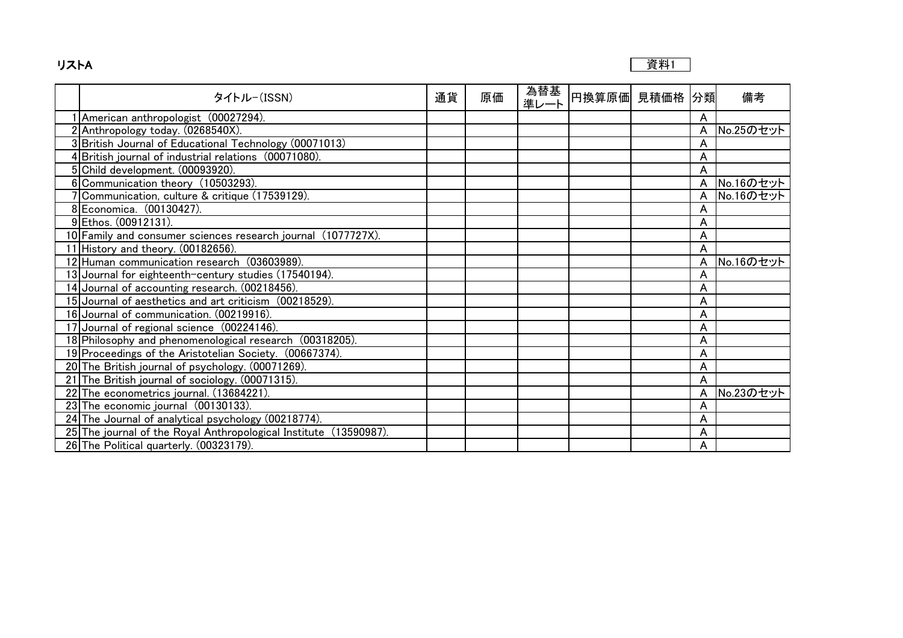**リストA**

資料1

| | タイトル−(ISSN) | 通貨 | 原価 | 為替基準レート | 円換算原価 | 見積価格 | 分類 | 備考 |
|---|---|---|---|---|---|---|---|---|
| 1 | American anthropologist (00027294). | | | | | | A | |
| 2 | Anthropology today. (0268540X). | | | | | | A | No.25のセット |
| 3 | British Journal of Educational Technology (00071013) | | | | | | A | |
| 4 | British journal of industrial relations (00071080). | | | | | | A | |
| 5 | Child development. (00093920). | | | | | | A | |
| 6 | Communication theory (10503293). | | | | | | A | No.16のセット |
| 7 | Communication, culture & critique (17539129). | | | | | | A | No.16のセット |
| 8 | Economica. (00130427). | | | | | | A | |
| 9 | Ethos. (00912131). | | | | | | A | |
| 10 | Family and consumer sciences research journal (1077727X). | | | | | | A | |
| 11 | History and theory. (00182656). | | | | | | A | |
| 12 | Human communication research (03603989). | | | | | | A | No.16のセット |
| 13 | Journal for eighteenth-century studies (17540194). | | | | | | A | |
| 14 | Journal of accounting research. (00218456). | | | | | | A | |
| 15 | Journal of aesthetics and art criticism (00218529). | | | | | | A | |
| 16 | Journal of communication. (00219916). | | | | | | A | |
| 17 | Journal of regional science (00224146). | | | | | | A | |
| 18 | Philosophy and phenomenological research (00318205). | | | | | | A | |
| 19 | Proceedings of the Aristotelian Society. (00667374). | | | | | | A | |
| 20 | The British journal of psychology. (00071269). | | | | | | A | |
| 21 | The British journal of sociology. (00071315). | | | | | | A | |
| 22 | The econometrics journal. (13684221). | | | | | | A | No.23のセット |
| 23 | The economic journal (00130133). | | | | | | A | |
| 24 | The Journal of analytical psychology (00218774). | | | | | | A | |
| 25 | The journal of the Royal Anthropological Institute (13590987). | | | | | | A | |
| 26 | The Political quarterly. (00323179). | | | | | | A | |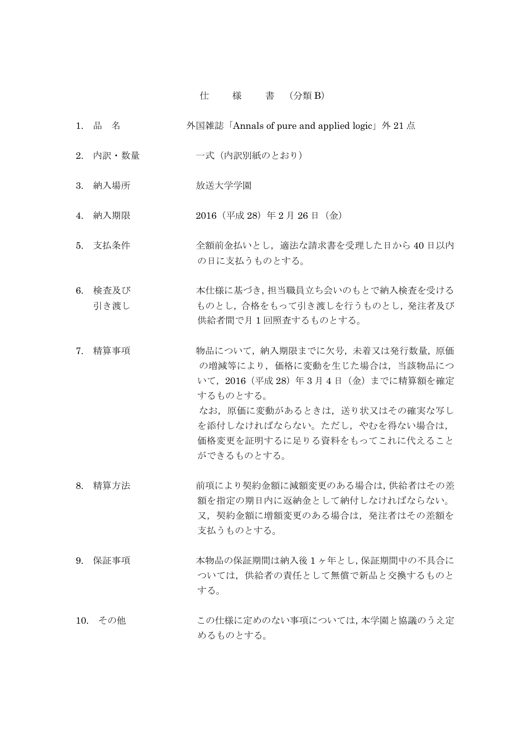# 仕　様　書　（分類 B）

1. 品　名　　外国雑誌「Annals of pure and applied logic」外 21 点

2. 内訳・数量　　一式（内訳別紙のとおり）

3. 納入場所　　放送大学学園

4. 納入期限　　2016（平成 28）年 2 月 26 日（金）

5. 支払条件　　全額前金払いとし，適法な請求書を受理した日から 40 日以内の日に支払うものとする。

6. 検査及び引き渡し　　本仕様に基づき，担当職員立ち会いのもとで納入検査を受けるものとし，合格をもって引き渡しを行うものとし，発注者及び供給者間で月 1 回照査するものとする。

7. 精算事項　　物品について，納入期限までに欠号，未着又は発行数量，原価の増減等により，価格に変動を生じた場合は，当該物品について，2016（平成 28）年 3 月 4 日（金）までに精算額を確定するものとする。
なお，原価に変動があるときは，送り状又はその確実な写しを添付しなければならない。ただし，やむを得ない場合は，価格変更を証明するに足りる資料をもってこれに代えることができるものとする。

8. 精算方法　　前項により契約金額に減額変更のある場合は，供給者はその差額を指定の期日内に返納金として納付しなければならない。
又，契約金額に増額変更のある場合は，発注者はその差額を支払うものとする。

9. 保証事項　　本物品の保証期間は納入後 1 ヶ年とし，保証期間中の不具合については，供給者の責任として無償で新品と交換するものとする。

10. その他　　この仕様に定めのない事項については，本学園と協議のうえ定めるものとする。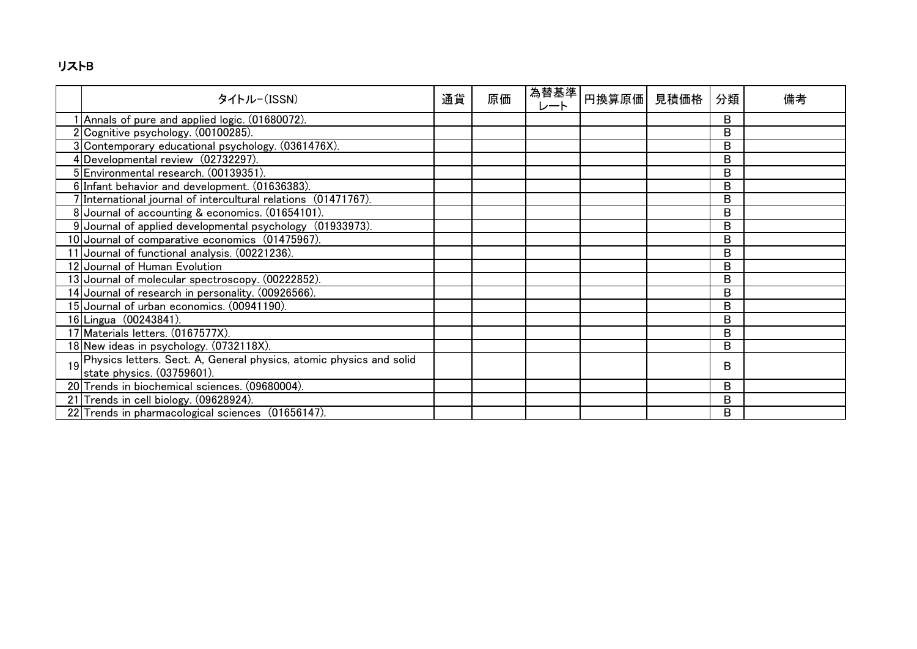リストB

| | タイトル-(ISSN) | 通貨 | 原価 | 為替基準レート | 円換算原価 | 見積価格 | 分類 | 備考 |
|---|---|---|---|---|---|---|---|---|
| 1 | Annals of pure and applied logic. (01680072). | | | | | | B | |
| 2 | Cognitive psychology. (00100285). | | | | | | B | |
| 3 | Contemporary educational psychology. (0361476X). | | | | | | B | |
| 4 | Developmental review (02732297). | | | | | | B | |
| 5 | Environmental research. (00139351). | | | | | | B | |
| 6 | Infant behavior and development. (01636383). | | | | | | B | |
| 7 | International journal of intercultural relations (01471767). | | | | | | B | |
| 8 | Journal of accounting & economics. (01654101). | | | | | | B | |
| 9 | Journal of applied developmental psychology (01933973). | | | | | | B | |
| 10 | Journal of comparative economics (01475967). | | | | | | B | |
| 11 | Journal of functional analysis. (00221236). | | | | | | B | |
| 12 | Journal of Human Evolution | | | | | | B | |
| 13 | Journal of molecular spectroscopy. (00222852). | | | | | | B | |
| 14 | Journal of research in personality. (00926566). | | | | | | B | |
| 15 | Journal of urban economics. (00941190). | | | | | | B | |
| 16 | Lingua (00243841). | | | | | | B | |
| 17 | Materials letters. (0167577X). | | | | | | B | |
| 18 | New ideas in psychology. (0732118X). | | | | | | B | |
| 19 | Physics letters. Sect. A, General physics, atomic physics and solid state physics. (03759601). | | | | | | B | |
| 20 | Trends in biochemical sciences. (09680004). | | | | | | B | |
| 21 | Trends in cell biology. (09628924). | | | | | | B | |
| 22 | Trends in pharmacological sciences (01656147). | | | | | | B | |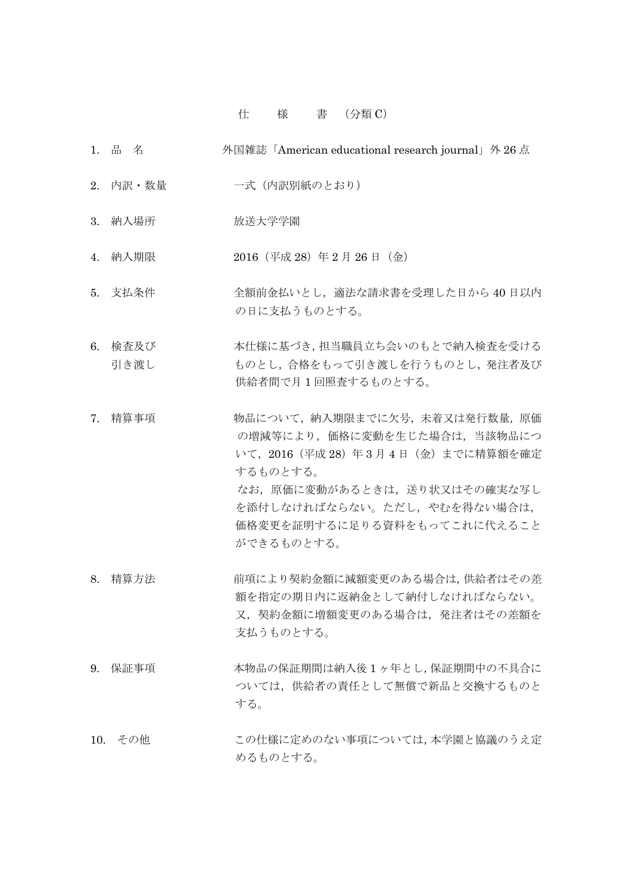# 仕　　様　　書　（分類C）

1. 品　名　　　　　外国雑誌「American educational research journal」外26点

2. 内訳・数量　　　一式（内訳別紙のとおり）

3. 納入場所　　　　放送大学学園

4. 納入期限　　　　2016（平成28）年2月26日（金）

5. 支払条件　　　　全額前金払いとし，適法な請求書を受理した日から40日以内の日に支払うものとする。

6. 検査及び引き渡し　　本仕様に基づき，担当職員立ち会いのもとで納入検査を受けるものとし，合格をもって引き渡しを行うものとし，発注者及び供給者間で月1回照査するものとする。

7. 精算事項　　　　物品について，納入期限までに欠号，未着又は発行数量，原価の増減等により，価格に変動を生じた場合は，当該物品について，2016（平成28）年3月4日（金）までに精算額を確定するものとする。
なお，原価に変動があるときは，送り状又はその確実な写しを添付しなければならない。ただし，やむを得ない場合は，価格変更を証明するに足りる資料をもってこれに代えることができるものとする。

8. 精算方法　　　　前項により契約金額に減額変更のある場合は，供給者はその差額を指定の期日内に返納金として納付しなければならない。
又，契約金額に増額変更のある場合は，発注者はその差額を支払うものとする。

9. 保証事項　　　　本物品の保証期間は納入後1ヶ年とし，保証期間中の不具合については，供給者の責任として無償で新品と交換するものとする。

10. その他　　　　　この仕様に定めのない事項については，本学園と協議のうえ定めるものとする。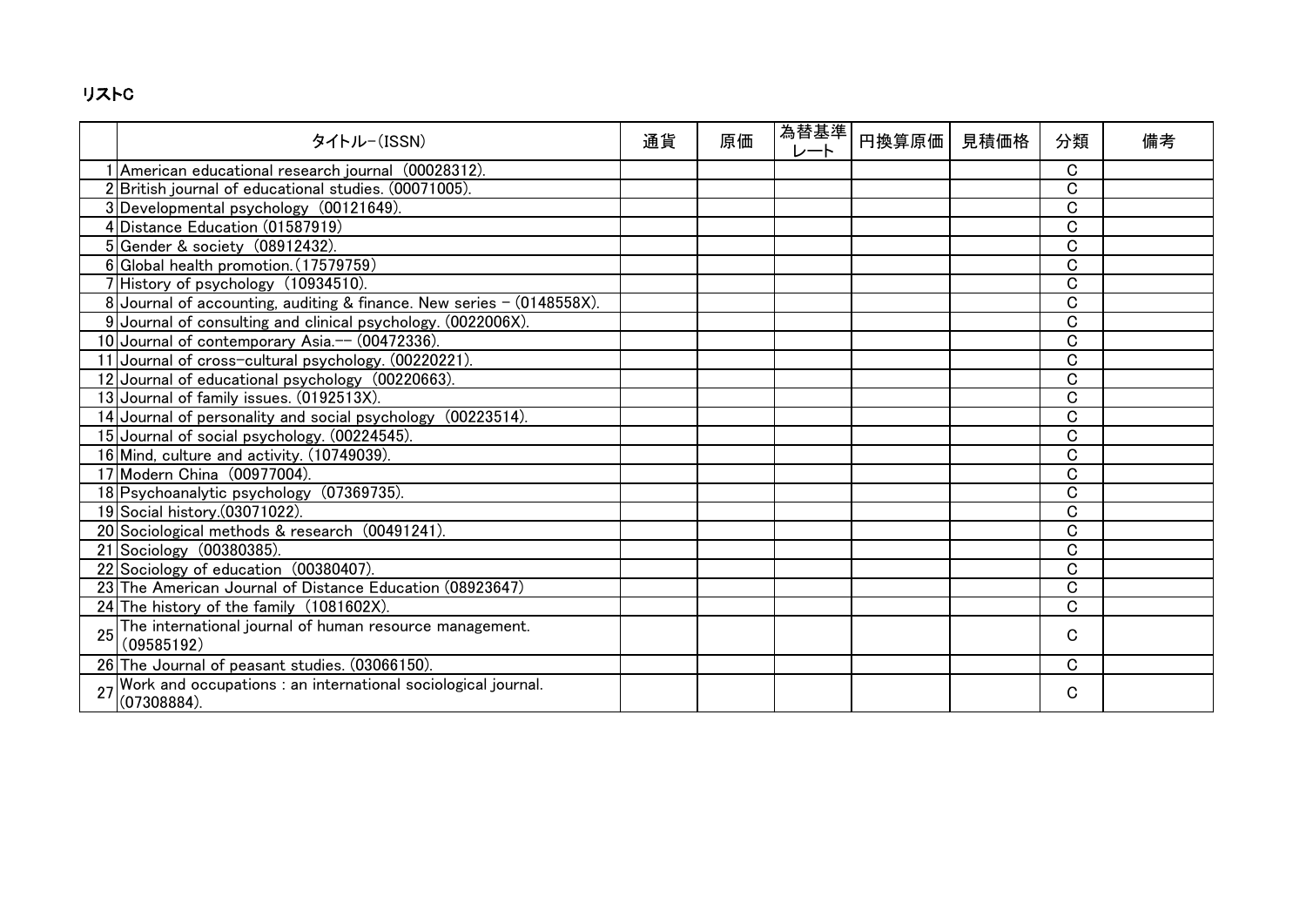リストC

| | タイトル-(ISSN) | 通貨 | 原価 | 為替基準レート | 円換算原価 | 見積価格 | 分類 | 備考 |
|---|---|---|---|---|---|---|---|---|
| 1 | American educational research journal (00028312). | | | | | | C | |
| 2 | British journal of educational studies. (00071005). | | | | | | C | |
| 3 | Developmental psychology (00121649). | | | | | | C | |
| 4 | Distance Education (01587919) | | | | | | C | |
| 5 | Gender & society (08912432). | | | | | | C | |
| 6 | Global health promotion.(17579759) | | | | | | C | |
| 7 | History of psychology (10934510). | | | | | | C | |
| 8 | Journal of accounting, auditing & finance. New series - (0148558X). | | | | | | C | |
| 9 | Journal of consulting and clinical psychology. (0022006X). | | | | | | C | |
| 10 | Journal of contemporary Asia.-- (00472336). | | | | | | C | |
| 11 | Journal of cross-cultural psychology. (00220221). | | | | | | C | |
| 12 | Journal of educational psychology (00220663). | | | | | | C | |
| 13 | Journal of family issues. (0192513X). | | | | | | C | |
| 14 | Journal of personality and social psychology (00223514). | | | | | | C | |
| 15 | Journal of social psychology. (00224545). | | | | | | C | |
| 16 | Mind, culture and activity. (10749039). | | | | | | C | |
| 17 | Modern China (00977004). | | | | | | C | |
| 18 | Psychoanalytic psychology (07369735). | | | | | | C | |
| 19 | Social history.(03071022). | | | | | | C | |
| 20 | Sociological methods & research (00491241). | | | | | | C | |
| 21 | Sociology (00380385). | | | | | | C | |
| 22 | Sociology of education (00380407). | | | | | | C | |
| 23 | The American Journal of Distance Education (08923647) | | | | | | C | |
| 24 | The history of the family (1081602X). | | | | | | C | |
| 25 | The international journal of human resource management. (09585192) | | | | | | C | |
| 26 | The Journal of peasant studies. (03066150). | | | | | | C | |
| 27 | Work and occupations : an international sociological journal. (07308884). | | | | | | C | |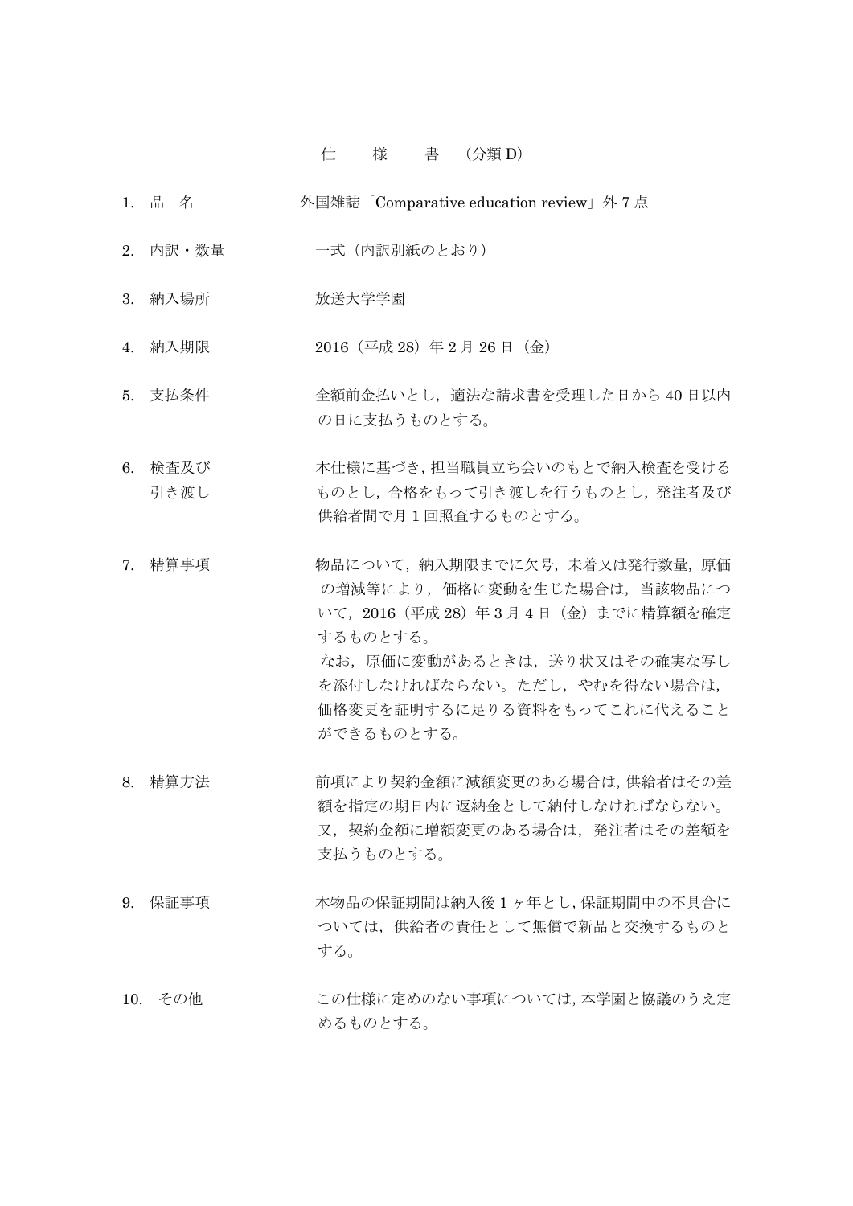# 仕　様　書　（分類 D）

1. 品　名　　外国雑誌「Comparative education review」外 7 点

2. 内訳・数量　　一式（内訳別紙のとおり）

3. 納入場所　　放送大学学園

4. 納入期限　　2016（平成 28）年 2 月 26 日（金）

5. 支払条件　　全額前金払いとし，適法な請求書を受理した日から 40 日以内の日に支払うものとする。

6. 検査及び引き渡し　　本仕様に基づき，担当職員立ち会いのもとで納入検査を受けるものとし，合格をもって引き渡しを行うものとし，発注者及び供給者間で月 1 回照査するものとする。

7. 精算事項　　物品について，納入期限までに欠号，未着又は発行数量，原価の増減等により，価格に変動を生じた場合は，当該物品について，2016（平成 28）年 3 月 4 日（金）までに精算額を確定するものとする。
なお，原価に変動があるときは，送り状又はその確実な写しを添付しなければならない。ただし，やむを得ない場合は，価格変更を証明するに足りる資料をもってこれに代えることができるものとする。

8. 精算方法　　前項により契約金額に減額変更のある場合は，供給者はその差額を指定の期日内に返納金として納付しなければならない。又，契約金額に増額変更のある場合は，発注者はその差額を支払うものとする。

9. 保証事項　　本物品の保証期間は納入後 1 ヶ年とし，保証期間中の不具合については，供給者の責任として無償で新品と交換するものとする。

10. その他　　この仕様に定めのない事項については，本学園と協議のうえ定めるものとする。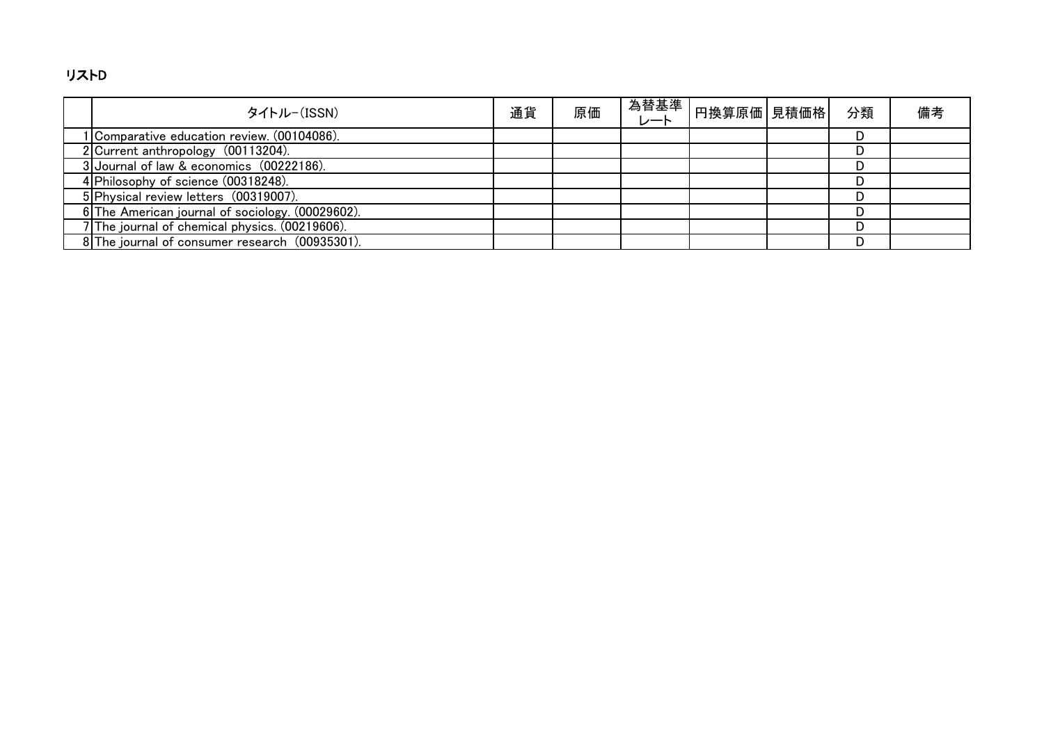リストD

| | タイトル−(ISSN) | 通貨 | 原価 | 為替基準レート | 円換算原価 | 見積価格 | 分類 | 備考 |
|---|---|---|---|---|---|---|---|---|
| 1 | Comparative education review. (00104086). | | | | | | D | |
| 2 | Current anthropology (00113204). | | | | | | D | |
| 3 | Journal of law & economics (00222186). | | | | | | D | |
| 4 | Philosophy of science (00318248). | | | | | | D | |
| 5 | Physical review letters (00319007). | | | | | | D | |
| 6 | The American journal of sociology. (00029602). | | | | | | D | |
| 7 | The journal of chemical physics. (00219606). | | | | | | D | |
| 8 | The journal of consumer research (00935301). | | | | | | D | |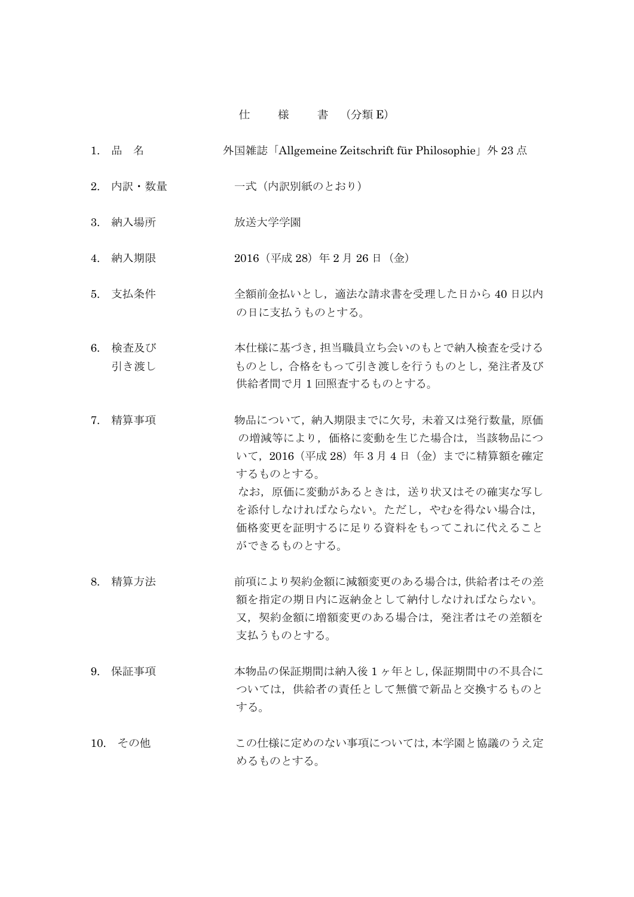# 仕　様　書　（分類 E）

1. 品　名　　外国雑誌「Allgemeine Zeitschrift für Philosophie」外 23 点

2. 内訳・数量　　一式（内訳別紙のとおり）

3. 納入場所　　放送大学学園

4. 納入期限　　2016（平成 28）年 2 月 26 日（金）

5. 支払条件　　全額前金払いとし，適法な請求書を受理した日から 40 日以内の日に支払うものとする。

6. 検査及び引き渡し　　本仕様に基づき，担当職員立ち会いのもとで納入検査を受けるものとし，合格をもって引き渡しを行うものとし，発注者及び供給者間で月 1 回照査するものとする。

7. 精算事項　　物品について，納入期限までに欠号，未着又は発行数量，原価の増減等により，価格に変動を生じた場合は，当該物品について，2016（平成 28）年 3 月 4 日（金）までに精算額を確定するものとする。
なお，原価に変動があるときは，送り状又はその確実な写しを添付しなければならない。ただし，やむを得ない場合は，価格変更を証明するに足りる資料をもってこれに代えることができるものとする。

8. 精算方法　　前項により契約金額に減額変更のある場合は，供給者はその差額を指定の期日内に返納金として納付しなければならない。又，契約金額に増額変更のある場合は，発注者はその差額を支払うものとする。

9. 保証事項　　本物品の保証期間は納入後 1 ヶ年とし，保証期間中の不具合については，供給者の責任として無償で新品と交換するものとする。

10. その他　　この仕様に定めのない事項については，本学園と協議のうえ定めるものとする。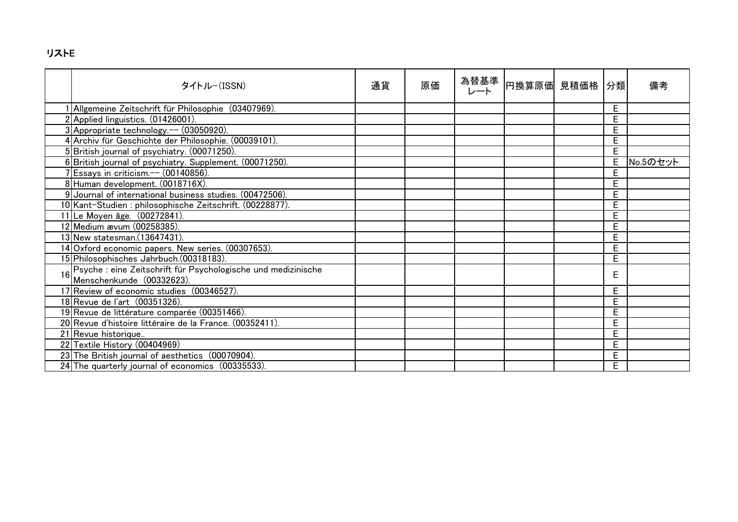## リストE

| | タイトルー(ISSN) | 通貨 | 原価 | 為替基準レート | 円換算原価 | 見積価格 | 分類 | 備考 |
|---|---|---|---|---|---|---|---|---|
| 1 | Allgemeine Zeitschrift für Philosophie (03407969). | | | | | | E | |
| 2 | Applied linguistics. (01426001). | | | | | | E | |
| 3 | Appropriate technology.-- (03050920). | | | | | | E | |
| 4 | Archiv für Geschichte der Philosophie. (00039101). | | | | | | E | |
| 5 | British journal of psychiatry. (00071250). | | | | | | E | |
| 6 | British journal of psychiatry. Supplement. (00071250). | | | | | | E | No.5のセット |
| 7 | Essays in criticism.-- (00140856). | | | | | | E | |
| 8 | Human development. (0018716X). | | | | | | E | |
| 9 | Journal of international business studies. (00472506). | | | | | | E | |
| 10 | Kant-Studien : philosophische Zeitschrift. (00228877). | | | | | | E | |
| 11 | Le Moyen âge. (00272841). | | | | | | E | |
| 12 | Medium ævum (00258385). | | | | | | E | |
| 13 | New statesman.(13647431). | | | | | | E | |
| 14 | Oxford economic papers. New series. (00307653). | | | | | | E | |
| 15 | Philosophisches Jahrbuch.(00318183). | | | | | | E | |
| 16 | Psyche : eine Zeitschrift für Psychologische und medizinische Menschenkunde (00332623). | | | | | | E | |
| 17 | Review of economic studies (00346527). | | | | | | E | |
| 18 | Revue de l'art (00351326). | | | | | | E | |
| 19 | Revue de littérature comparée (00351466). | | | | | | E | |
| 20 | Revue d'histoire littéraire de la France. (00352411). | | | | | | E | |
| 21 | Revue historique.. | | | | | | E | |
| 22 | Textile History (00404969) | | | | | | E | |
| 23 | The British journal of aesthetics (00070904). | | | | | | E | |
| 24 | The quarterly journal of economics (00335533). | | | | | | E | |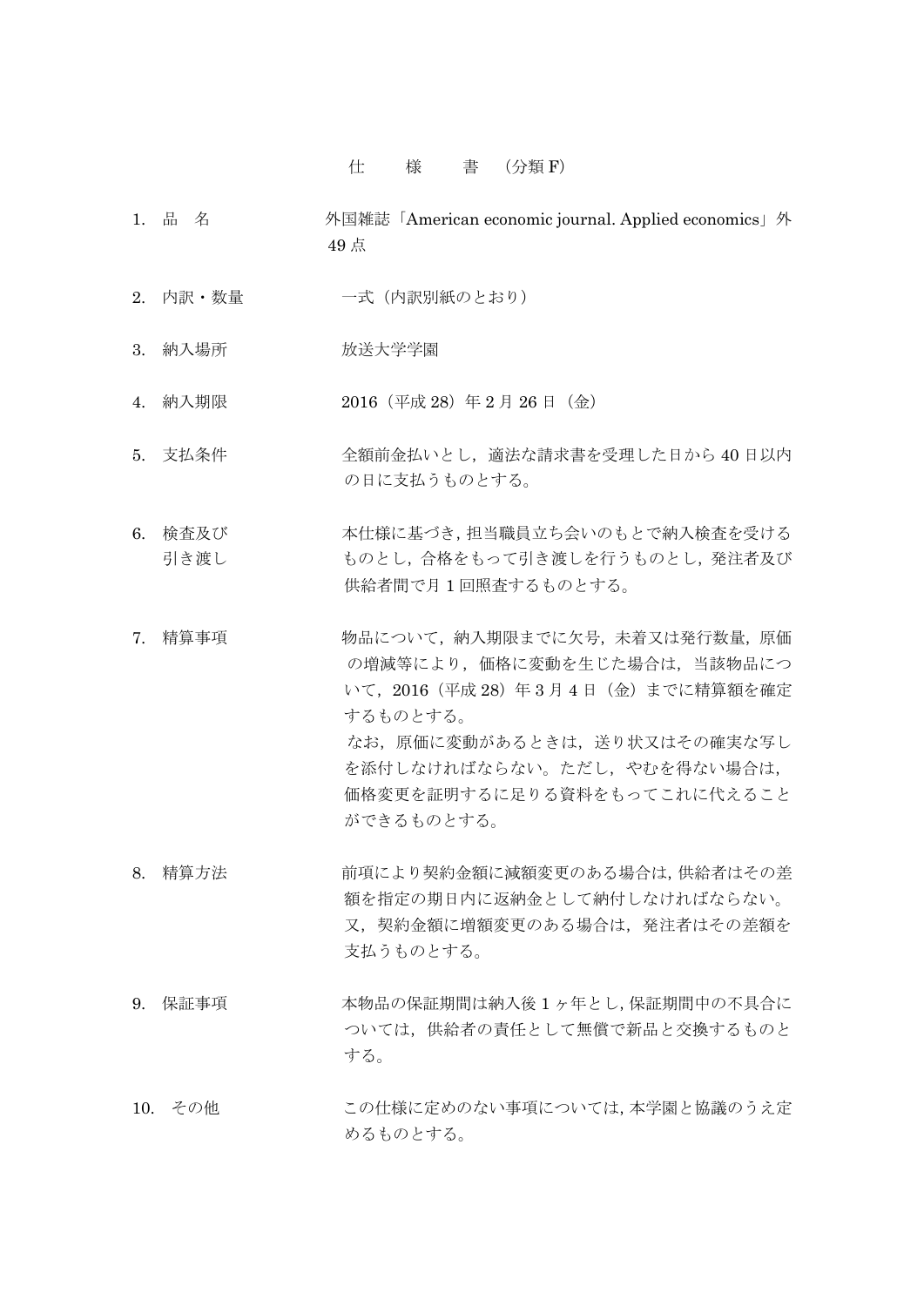# 仕　　様　　書　（分類 F）

| | | |
|---|---|---|
| 1. | 品　名 | 外国雑誌「American economic journal. Applied economics」外 49 点 |
| 2. | 内訳・数量 | 一式（内訳別紙のとおり） |
| 3. | 納入場所 | 放送大学学園 |
| 4. | 納入期限 | 2016（平成 28）年 2 月 26 日（金） |
| 5. | 支払条件 | 全額前金払いとし，適法な請求書を受理した日から 40 日以内の日に支払うものとする。 |
| 6. | 検査及び引き渡し | 本仕様に基づき，担当職員立ち会いのもとで納入検査を受けるものとし，合格をもって引き渡しを行うものとし，発注者及び供給者間で月 1 回照査するものとする。 |
| 7. | 精算事項 | 物品について，納入期限までに欠号，未着又は発行数量，原価の増減等により，価格に変動を生じた場合は，当該物品について，2016（平成 28）年 3 月 4 日（金）までに精算額を確定するものとする。<br>なお，原価に変動があるときは，送り状又はその確実な写しを添付しなければならない。ただし，やむを得ない場合は，価格変更を証明するに足りる資料をもってこれに代えることができるものとする。 |
| 8. | 精算方法 | 前項により契約金額に減額変更のある場合は，供給者はその差額を指定の期日内に返納金として納付しなければならない。又，契約金額に増額変更のある場合は，発注者はその差額を支払うものとする。 |
| 9. | 保証事項 | 本物品の保証期間は納入後 1 ヶ年とし，保証期間中の不具合については，供給者の責任として無償で新品と交換するものとする。 |
| 10. | その他 | この仕様に定めのない事項については，本学園と協議のうえ定めるものとする。 |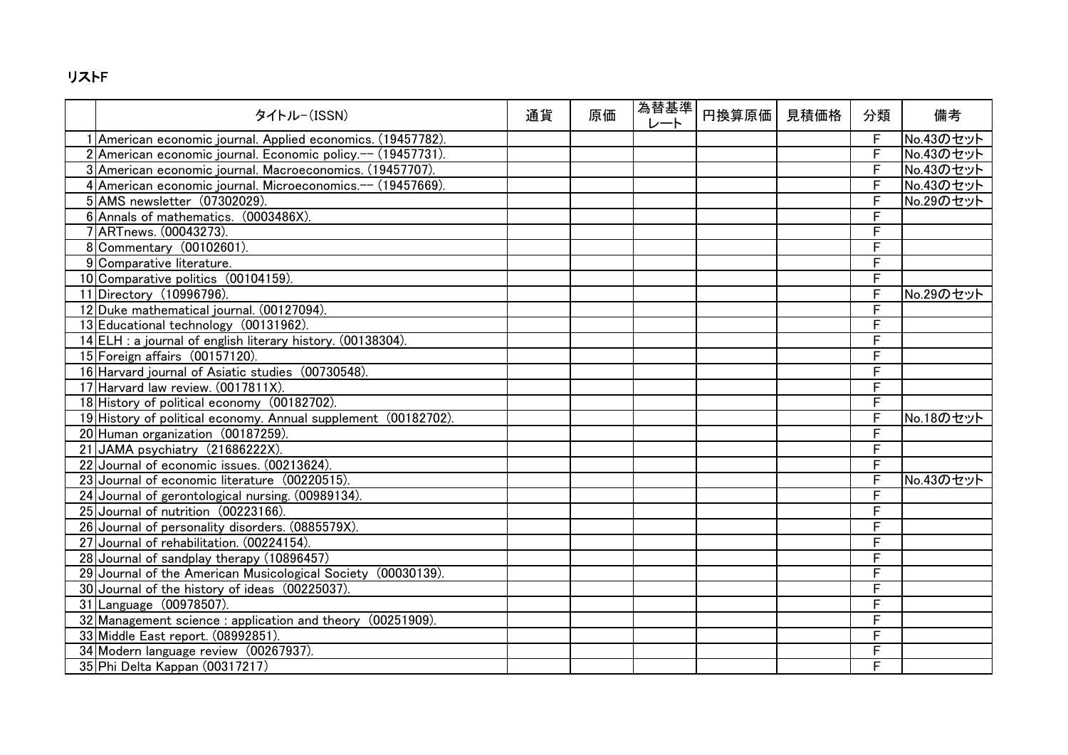**リストF**

| | タイトル-(ISSN) | 通貨 | 原価 | 為替基準レート | 円換算原価 | 見積価格 | 分類 | 備考 |
|---|---|---|---|---|---|---|---|---|
| 1 | American economic journal. Applied economics. (19457782). | | | | | | F | No.43のセット |
| 2 | American economic journal. Economic policy.-- (19457731). | | | | | | F | No.43のセット |
| 3 | American economic journal. Macroeconomics. (19457707). | | | | | | F | No.43のセット |
| 4 | American economic journal. Microeconomics.-- (19457669). | | | | | | F | No.43のセット |
| 5 | AMS newsletter (07302029). | | | | | | F | No.29のセット |
| 6 | Annals of mathematics. (0003486X). | | | | | | F | |
| 7 | ARTnews. (00043273). | | | | | | F | |
| 8 | Commentary (00102601). | | | | | | F | |
| 9 | Comparative literature. | | | | | | F | |
| 10 | Comparative politics (00104159). | | | | | | F | |
| 11 | Directory (10996796). | | | | | | F | No.29のセット |
| 12 | Duke mathematical journal. (00127094). | | | | | | F | |
| 13 | Educational technology (00131962). | | | | | | F | |
| 14 | ELH : a journal of english literary history. (00138304). | | | | | | F | |
| 15 | Foreign affairs (00157120). | | | | | | F | |
| 16 | Harvard journal of Asiatic studies (00730548). | | | | | | F | |
| 17 | Harvard law review. (0017811X). | | | | | | F | |
| 18 | History of political economy (00182702). | | | | | | F | |
| 19 | History of political economy. Annual supplement (00182702). | | | | | | F | No.18のセット |
| 20 | Human organization (00187259). | | | | | | F | |
| 21 | JAMA psychiatry (21686222X). | | | | | | F | |
| 22 | Journal of economic issues. (00213624). | | | | | | F | |
| 23 | Journal of economic literature (00220515). | | | | | | F | No.43のセット |
| 24 | Journal of gerontological nursing. (00989134). | | | | | | F | |
| 25 | Journal of nutrition (00223166). | | | | | | F | |
| 26 | Journal of personality disorders. (0885579X). | | | | | | F | |
| 27 | Journal of rehabilitation. (00224154). | | | | | | F | |
| 28 | Journal of sandplay therapy (10896457) | | | | | | F | |
| 29 | Journal of the American Musicological Society (00030139). | | | | | | F | |
| 30 | Journal of the history of ideas (00225037). | | | | | | F | |
| 31 | Language (00978507). | | | | | | F | |
| 32 | Management science : application and theory (00251909). | | | | | | F | |
| 33 | Middle East report. (08992851). | | | | | | F | |
| 34 | Modern language review (00267937). | | | | | | F | |
| 35 | Phi Delta Kappan (00317217) | | | | | | F | |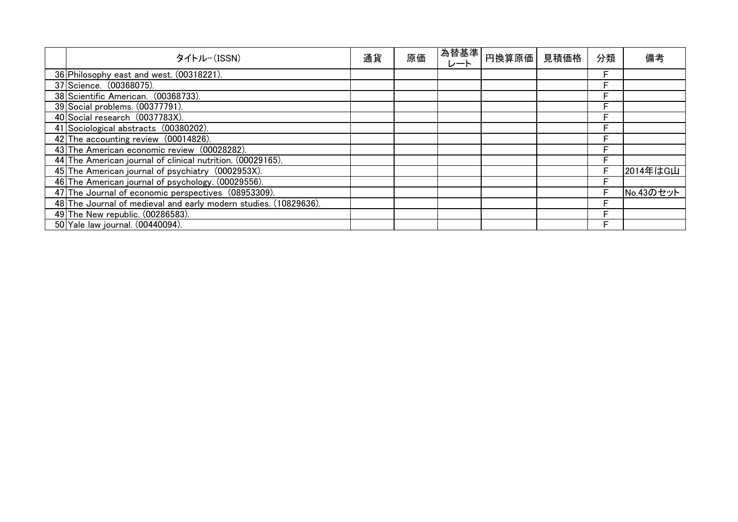|  | タイトル-(ISSN) | 通貨 | 原価 | 為替基準レート | 円換算原価 | 見積価格 | 分類 | 備考 |
|---|---|---|---|---|---|---|---|---|
| 36 | Philosophy east and west. (00318221). |  |  |  |  |  | F |  |
| 37 | Science. (00368075). |  |  |  |  |  | F |  |
| 38 | Scientific American. (00368733). |  |  |  |  |  | F |  |
| 39 | Social problems. (00377791). |  |  |  |  |  | F |  |
| 40 | Social research (0037783X). |  |  |  |  |  | F |  |
| 41 | Sociological abstracts (00380202). |  |  |  |  |  | F |  |
| 42 | The accounting review (00014826). |  |  |  |  |  | F |  |
| 43 | The American economic review (00028282). |  |  |  |  |  | F |  |
| 44 | The American journal of clinical nutrition. (00029165). |  |  |  |  |  | F |  |
| 45 | The American journal of psychiatry (0002953X). |  |  |  |  |  | F | 2014年はG山 |
| 46 | The American journal of psychology. (00029556). |  |  |  |  |  | F |  |
| 47 | The Journal of economic perspectives (08953309). |  |  |  |  |  | F | No.43のセット |
| 48 | The Journal of medieval and early modern studies. (10829636). |  |  |  |  |  | F |  |
| 49 | The New republic. (00286583). |  |  |  |  |  | F |  |
| 50 | Yale law journal. (00440094). |  |  |  |  |  | F |  |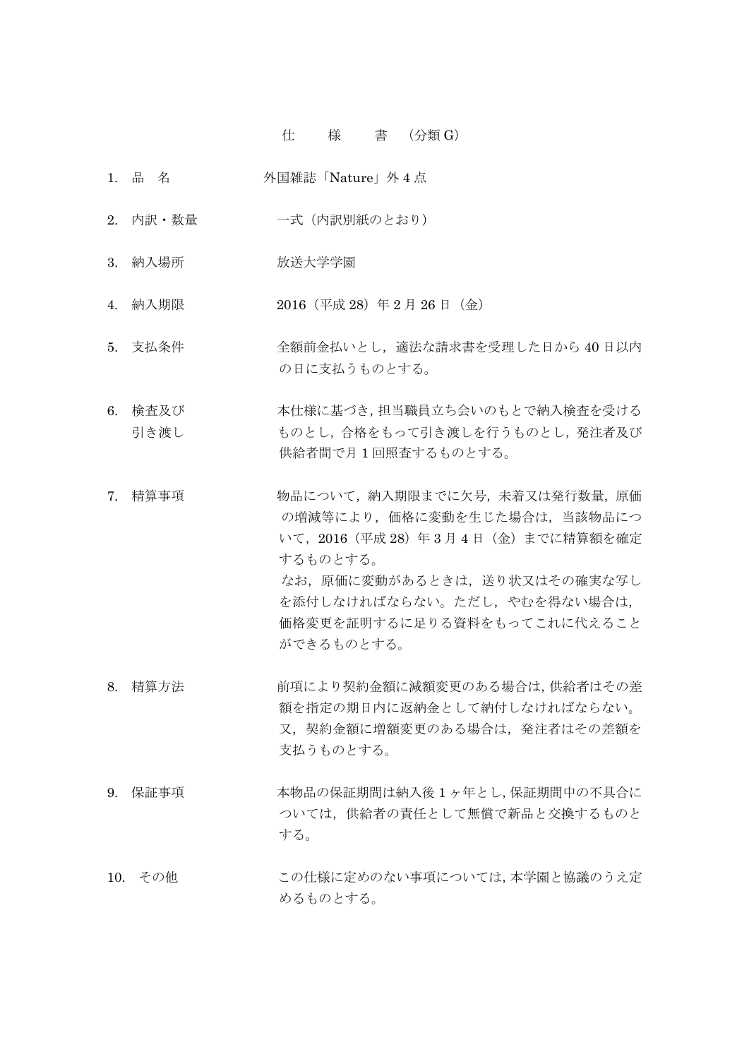# 仕　　様　　書　（分類 G）

1. 品　名　　　　　外国雑誌「Nature」外 4 点

2. 内訳・数量　　　　一式（内訳別紙のとおり）

3. 納入場所　　　　　放送大学学園

4. 納入期限　　　　　2016（平成 28）年 2 月 26 日（金）

5. 支払条件　　　　　全額前金払いとし，適法な請求書を受理した日から 40 日以内の日に支払うものとする。

6. 検査及び引き渡し　　本仕様に基づき，担当職員立ち会いのもとで納入検査を受けるものとし，合格をもって引き渡しを行うものとし，発注者及び供給者間で月 1 回照査するものとする。

7. 精算事項　　　　　物品について，納入期限までに欠号，未着又は発行数量，原価の増減等により，価格に変動を生じた場合は，当該物品について，2016（平成 28）年 3 月 4 日（金）までに精算額を確定するものとする。
なお，原価に変動があるときは，送り状又はその確実な写しを添付しなければならない。ただし，やむを得ない場合は，価格変更を証明するに足りる資料をもってこれに代えることができるものとする。

8. 精算方法　　　　　前項により契約金額に減額変更のある場合は，供給者はその差額を指定の期日内に返納金として納付しなければならない。又，契約金額に増額変更のある場合は，発注者はその差額を支払うものとする。

9. 保証事項　　　　　本物品の保証期間は納入後 1 ヶ年とし，保証期間中の不具合については，供給者の責任として無償で新品と交換するものとする。

10. その他　　　　　この仕様に定めのない事項については，本学園と協議のうえ定めるものとする。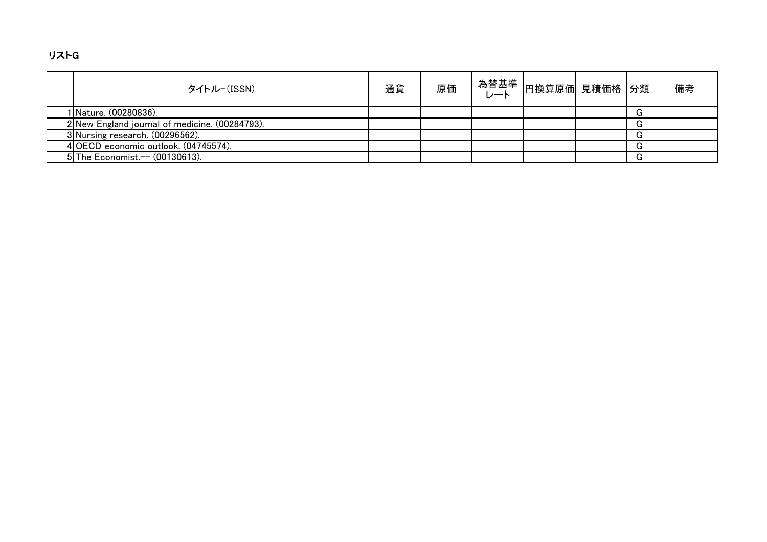リストG

| | タイトル－(ISSN) | 通貨 | 原価 | 為替基準レート | 円換算原価 | 見積価格 | 分類 | 備考 |
|---|---|---|---|---|---|---|---|---|
| 1 | Nature. (00280836). | | | | | | G | |
| 2 | New England journal of medicine. (00284793). | | | | | | G | |
| 3 | Nursing research. (00296562). | | | | | | G | |
| 4 | OECD economic outlook. (04745574). | | | | | | G | |
| 5 | The Economist.-- (00130613). | | | | | | G | |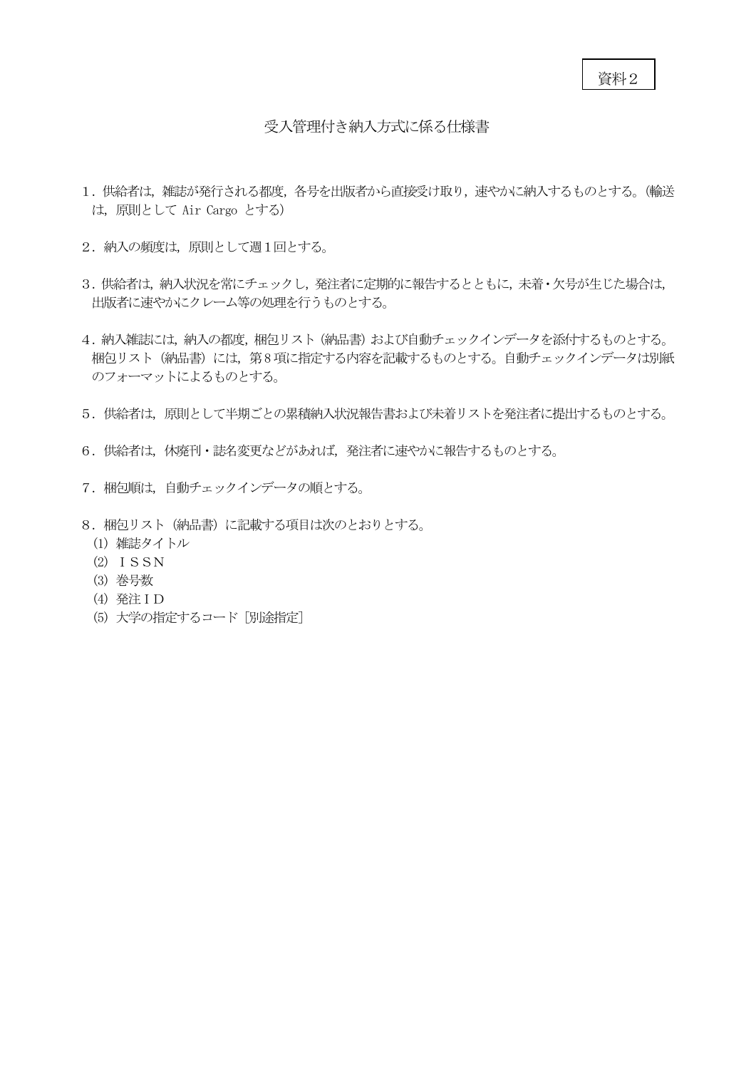資料２

# 受入管理付き納入方式に係る仕様書

１．供給者は，雑誌が発行される都度，各号を出版者から直接受け取り，速やかに納入するものとする。（輸送は，原則として Air Cargo とする）

２．納入の頻度は，原則として週１回とする。

３．供給者は，納入状況を常にチェックし，発注者に定期的に報告するとともに，未着・欠号が生じた場合は，出版者に速やかにクレーム等の処理を行うものとする。

４．納入雑誌には，納入の都度，梱包リスト（納品書）および自動チェックインデータを添付するものとする。梱包リスト（納品書）には，第８項に指定する内容を記載するものとする。自動チェックインデータは別紙のフォーマットによるものとする。

５．供給者は，原則として半期ごとの累積納入状況報告書および未着リストを発注者に提出するものとする。

６．供給者は，休廃刊・誌名変更などがあれば，発注者に速やかに報告するものとする。

７．梱包順は，自動チェックインデータの順とする。

８．梱包リスト（納品書）に記載する項目は次のとおりとする。
⑴ 雑誌タイトル
⑵ ＩＳＳＮ
⑶ 巻号数
⑷ 発注ＩＤ
⑸ 大学の指定するコード［別途指定］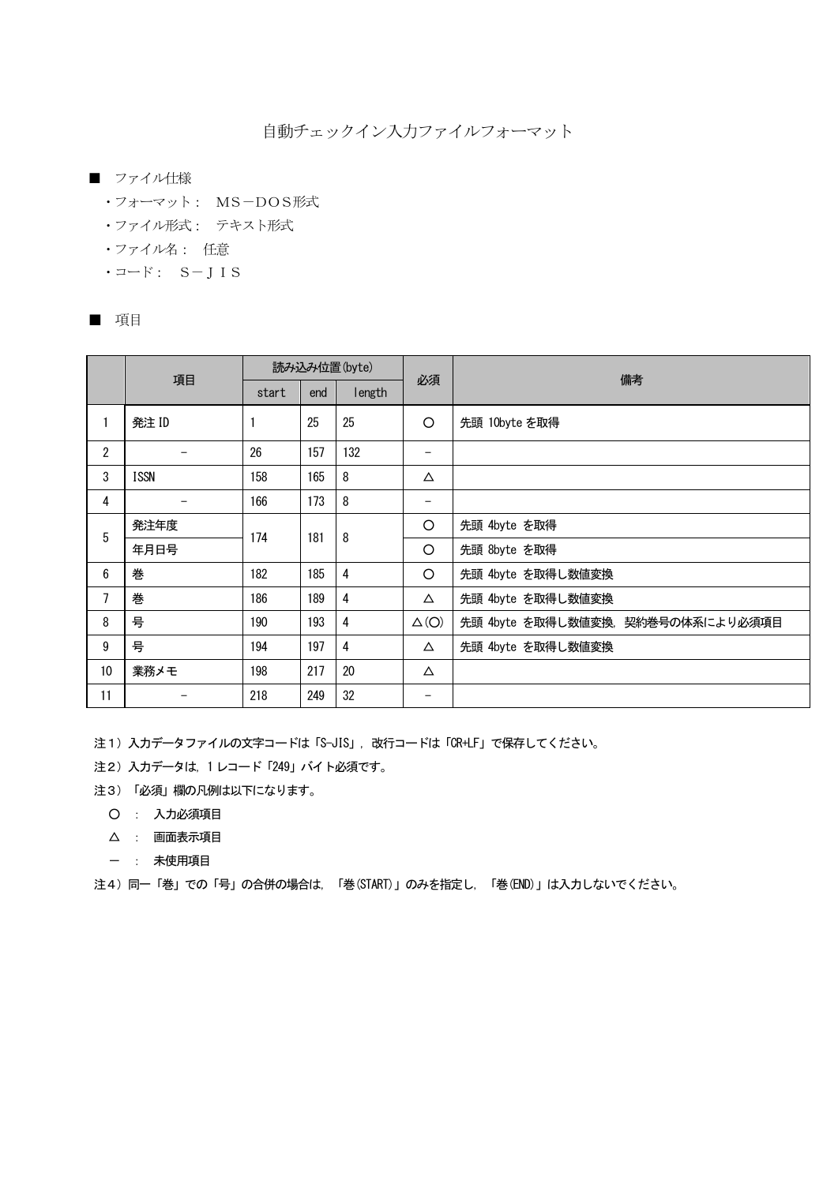# 自動チェックイン入力ファイルフォーマット

■　ファイル仕様

・フォーマット：　ＭＳ－ＤＯＳ形式

・ファイル形式：　テキスト形式

・ファイル名：　任意

・コード：　Ｓ－ＪＩＳ

■　項目

| | 項目 | 読み込み位置(byte) | | | 必須 | 備考 |
|---|---|---|---|---|---|---|
| | | start | end | length | | |
| 1 | 発注 ID | 1 | 25 | 25 | ○ | 先頭 10byte を取得 |
| 2 | － | 26 | 157 | 132 | － | |
| 3 | ISSN | 158 | 165 | 8 | △ | |
| 4 | － | 166 | 173 | 8 | － | |
| 5 | 発注年度 | 174 | 181 | 8 | ○ | 先頭 4byte を取得 |
| | 年月日号 | | | | ○ | 先頭 8byte を取得 |
| 6 | 巻 | 182 | 185 | 4 | ○ | 先頭 4byte を取得し数値変換 |
| 7 | 巻 | 186 | 189 | 4 | △ | 先頭 4byte を取得し数値変換 |
| 8 | 号 | 190 | 193 | 4 | △(○) | 先頭 4byte を取得し数値変換．契約巻号の体系により必須項目 |
| 9 | 号 | 194 | 197 | 4 | △ | 先頭 4byte を取得し数値変換 |
| 10 | 業務メモ | 198 | 217 | 20 | △ | |
| 11 | － | 218 | 249 | 32 | － | |

注１）入力データファイルの文字コードは「S-JIS」，改行コードは「CR+LF」で保存してください。

注２）入力データは，１レコード「249」バイト必須です。

注３）「必須」欄の凡例は以下になります。

○　：　入力必須項目

△　：　画面表示項目

－　：　未使用項目

注４）同一「巻」での「号」の合併の場合は，「巻(START)」のみを指定し，「巻(END)」は入力しないでください。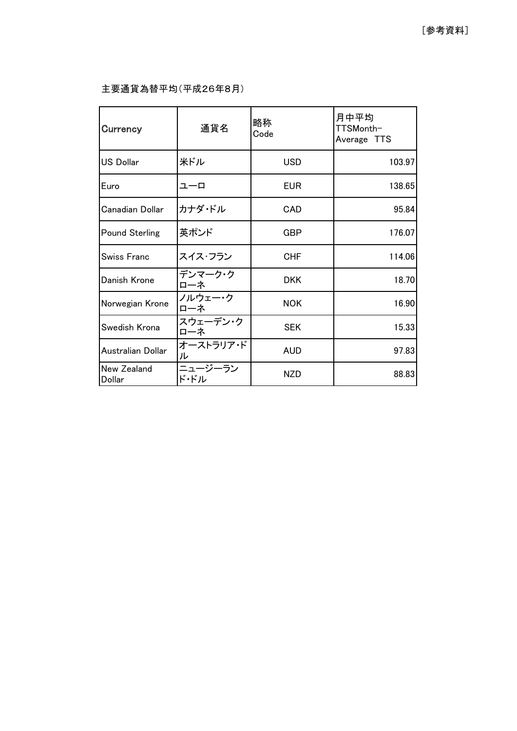［参考資料］

主要通貨為替平均（平成26年8月）

| Currency | 通貨名 | 略称<br>Code | 月中平均<br>TTSMonth-<br>Average TTS |
|---|---|---|---|
| US Dollar | 米ドル | USD | 103.97 |
| Euro | ユーロ | EUR | 138.65 |
| Canadian Dollar | カナダ・ドル | CAD | 95.84 |
| Pound Sterling | 英ポンド | GBP | 176.07 |
| Swiss Franc | スイス･フラン | CHF | 114.06 |
| Danish Krone | デンマーク・クローネ | DKK | 18.70 |
| Norwegian Krone | ノルウェー・クローネ | NOK | 16.90 |
| Swedish Krona | スウェーデン・クローネ | SEK | 15.33 |
| Australian Dollar | オーストラリア・ドル | AUD | 97.83 |
| New Zealand Dollar | ニュージーランド・ドル | NZD | 88.83 |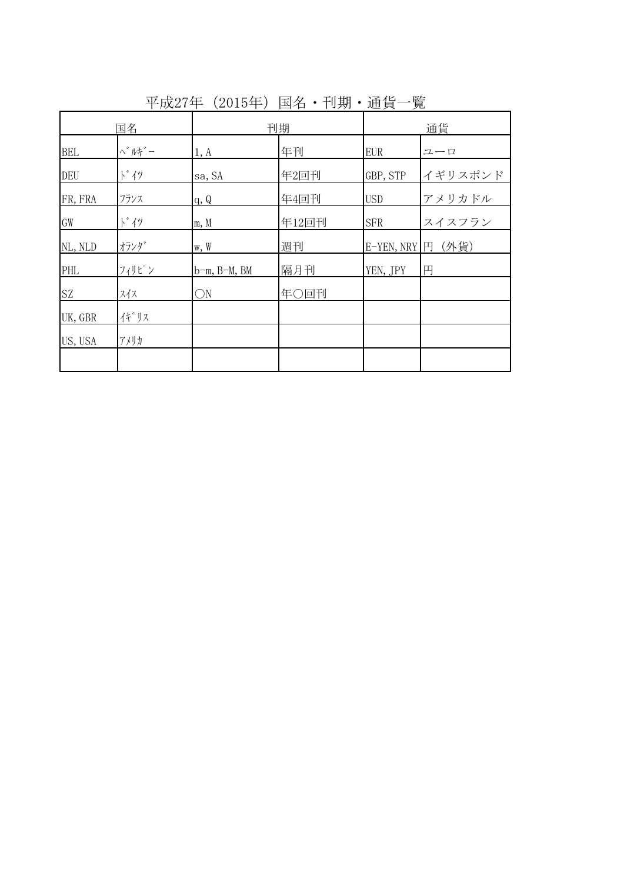# 平成27年（2015年）国名・刊期・通貨一覧

| 国名 | | 刊期 | | 通貨 | |
|---|---|---|---|---|---|
| BEL | ﾍﾞﾙｷﾞｰ | 1, A | 年刊 | EUR | ユーロ |
| DEU | ﾄﾞｲﾂ | sa, SA | 年2回刊 | GBP, STP | イギリスポンド |
| FR, FRA | ﾌﾗﾝｽ | q, Q | 年4回刊 | USD | アメリカドル |
| GW | ﾄﾞｲﾂ | m, M | 年12回刊 | SFR | スイスフラン |
| NL, NLD | ｵﾗﾝﾀﾞ | w, W | 週刊 | E-YEN, NRY | 円（外貨） |
| PHL | ﾌｨﾘﾋﾟﾝ | b-m, B-M, BM | 隔月刊 | YEN, JPY | 円 |
| SZ | ｽｲｽ | ○N | 年○回刊 | | |
| UK, GBR | ｲｷﾞﾘｽ | | | | |
| US, USA | ｱﾒﾘｶ | | | | |
| | | | | | |